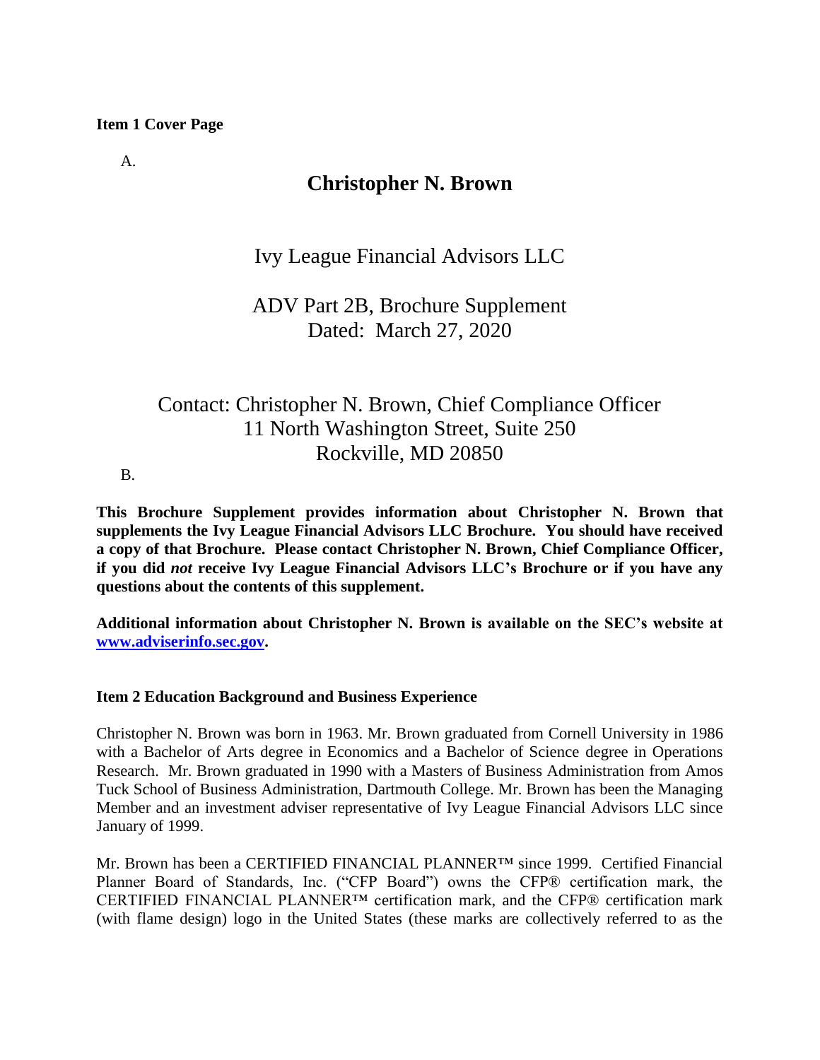**Item 1 Cover Page**

A.

# Christopher N. Brown

## Ivy League Financial Advisors LLC

ADV Part 2B, Brochure Supplement
Dated: March 27, 2020

Contact: Christopher N. Brown, Chief Compliance Officer
11 North Washington Street, Suite 250
Rockville, MD 20850

B.

**This Brochure Supplement provides information about Christopher N. Brown that supplements the Ivy League Financial Advisors LLC Brochure. You should have received a copy of that Brochure. Please contact Christopher N. Brown, Chief Compliance Officer, if you did *not* receive Ivy League Financial Advisors LLC's Brochure or if you have any questions about the contents of this supplement.**

**Additional information about Christopher N. Brown is available on the SEC's website at [www.adviserinfo.sec.gov](http://www.adviserinfo.sec.gov).**

### Item 2 Education Background and Business Experience

Christopher N. Brown was born in 1963. Mr. Brown graduated from Cornell University in 1986 with a Bachelor of Arts degree in Economics and a Bachelor of Science degree in Operations Research. Mr. Brown graduated in 1990 with a Masters of Business Administration from Amos Tuck School of Business Administration, Dartmouth College. Mr. Brown has been the Managing Member and an investment adviser representative of Ivy League Financial Advisors LLC since January of 1999.

Mr. Brown has been a CERTIFIED FINANCIAL PLANNER™ since 1999. Certified Financial Planner Board of Standards, Inc. ("CFP Board") owns the CFP® certification mark, the CERTIFIED FINANCIAL PLANNER™ certification mark, and the CFP® certification mark (with flame design) logo in the United States (these marks are collectively referred to as the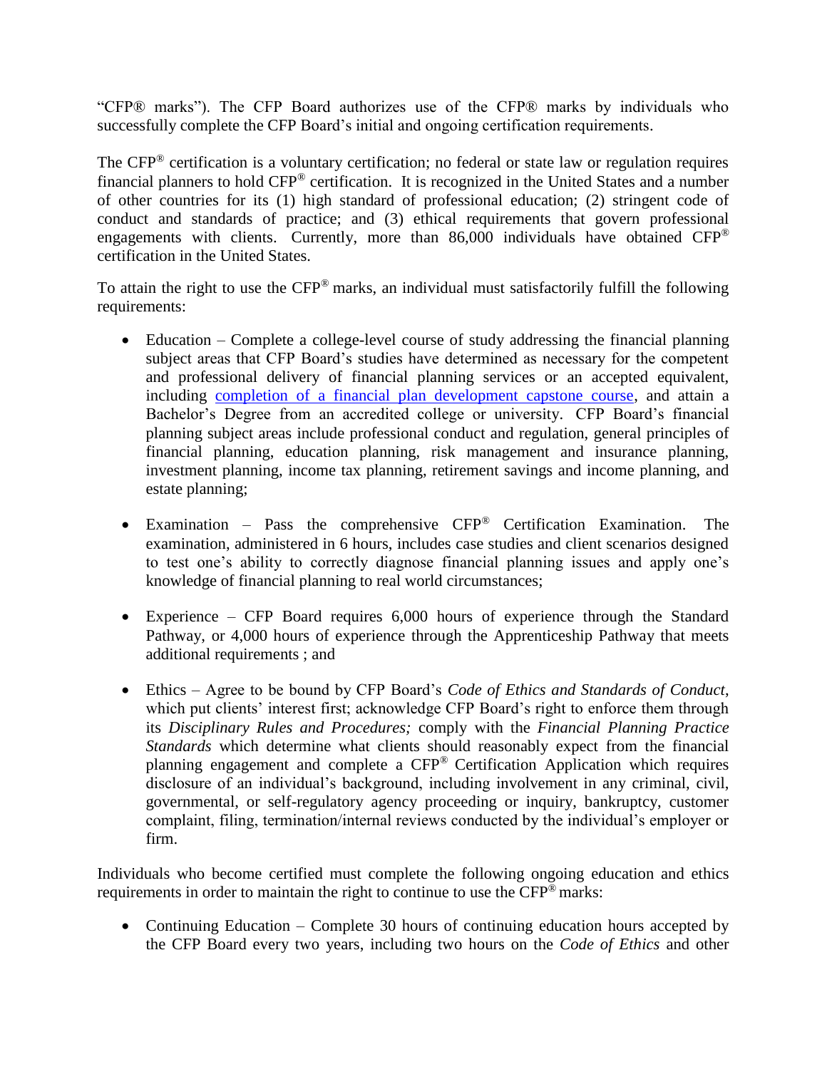"CFP® marks"). The CFP Board authorizes use of the CFP® marks by individuals who successfully complete the CFP Board's initial and ongoing certification requirements.

The CFP® certification is a voluntary certification; no federal or state law or regulation requires financial planners to hold CFP® certification. It is recognized in the United States and a number of other countries for its (1) high standard of professional education; (2) stringent code of conduct and standards of practice; and (3) ethical requirements that govern professional engagements with clients. Currently, more than 86,000 individuals have obtained CFP® certification in the United States.

To attain the right to use the CFP® marks, an individual must satisfactorily fulfill the following requirements:

- Education – Complete a college-level course of study addressing the financial planning subject areas that CFP Board's studies have determined as necessary for the competent and professional delivery of financial planning services or an accepted equivalent, including completion of a financial plan development capstone course, and attain a Bachelor's Degree from an accredited college or university. CFP Board's financial planning subject areas include professional conduct and regulation, general principles of financial planning, education planning, risk management and insurance planning, investment planning, income tax planning, retirement savings and income planning, and estate planning;

- Examination – Pass the comprehensive CFP® Certification Examination. The examination, administered in 6 hours, includes case studies and client scenarios designed to test one's ability to correctly diagnose financial planning issues and apply one's knowledge of financial planning to real world circumstances;

- Experience – CFP Board requires 6,000 hours of experience through the Standard Pathway, or 4,000 hours of experience through the Apprenticeship Pathway that meets additional requirements ; and

- Ethics – Agree to be bound by CFP Board's *Code of Ethics and Standards of Conduct*, which put clients' interest first; acknowledge CFP Board's right to enforce them through its *Disciplinary Rules and Procedures;* comply with the *Financial Planning Practice Standards* which determine what clients should reasonably expect from the financial planning engagement and complete a CFP® Certification Application which requires disclosure of an individual's background, including involvement in any criminal, civil, governmental, or self-regulatory agency proceeding or inquiry, bankruptcy, customer complaint, filing, termination/internal reviews conducted by the individual's employer or firm.

Individuals who become certified must complete the following ongoing education and ethics requirements in order to maintain the right to continue to use the CFP® marks:

- Continuing Education – Complete 30 hours of continuing education hours accepted by the CFP Board every two years, including two hours on the *Code of Ethics* and other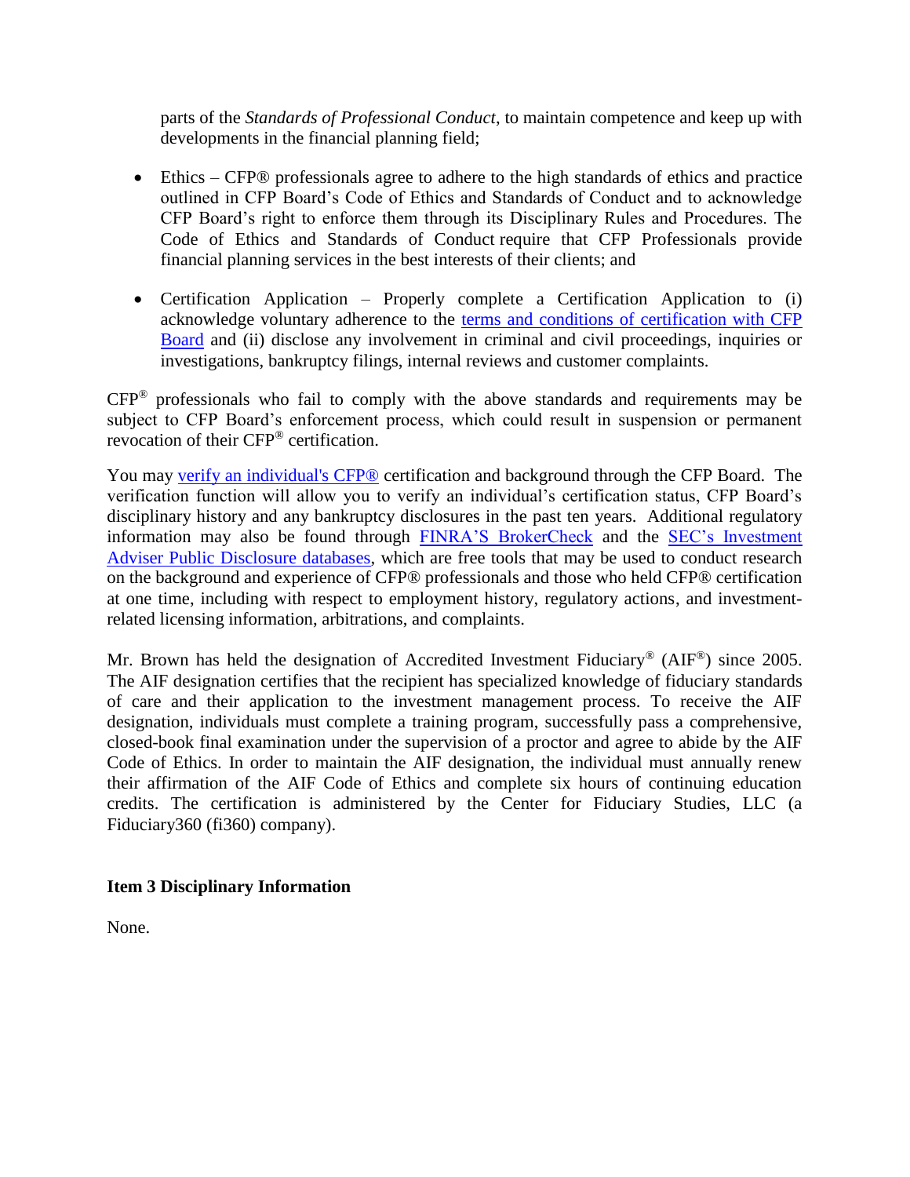parts of the *Standards of Professional Conduct*, to maintain competence and keep up with developments in the financial planning field;

- Ethics – CFP® professionals agree to adhere to the high standards of ethics and practice outlined in CFP Board's Code of Ethics and Standards of Conduct and to acknowledge CFP Board's right to enforce them through its Disciplinary Rules and Procedures. The Code of Ethics and Standards of Conduct require that CFP Professionals provide financial planning services in the best interests of their clients; and

- Certification Application – Properly complete a Certification Application to (i) acknowledge voluntary adherence to the terms and conditions of certification with CFP Board and (ii) disclose any involvement in criminal and civil proceedings, inquiries or investigations, bankruptcy filings, internal reviews and customer complaints.

CFP® professionals who fail to comply with the above standards and requirements may be subject to CFP Board's enforcement process, which could result in suspension or permanent revocation of their CFP® certification.

You may verify an individual's CFP® certification and background through the CFP Board. The verification function will allow you to verify an individual's certification status, CFP Board's disciplinary history and any bankruptcy disclosures in the past ten years. Additional regulatory information may also be found through FINRA'S BrokerCheck and the SEC's Investment Adviser Public Disclosure databases, which are free tools that may be used to conduct research on the background and experience of CFP® professionals and those who held CFP® certification at one time, including with respect to employment history, regulatory actions, and investment-related licensing information, arbitrations, and complaints.

Mr. Brown has held the designation of Accredited Investment Fiduciary® (AIF®) since 2005. The AIF designation certifies that the recipient has specialized knowledge of fiduciary standards of care and their application to the investment management process. To receive the AIF designation, individuals must complete a training program, successfully pass a comprehensive, closed-book final examination under the supervision of a proctor and agree to abide by the AIF Code of Ethics. In order to maintain the AIF designation, the individual must annually renew their affirmation of the AIF Code of Ethics and complete six hours of continuing education credits. The certification is administered by the Center for Fiduciary Studies, LLC (a Fiduciary360 (fi360) company).

## Item 3 Disciplinary Information

None.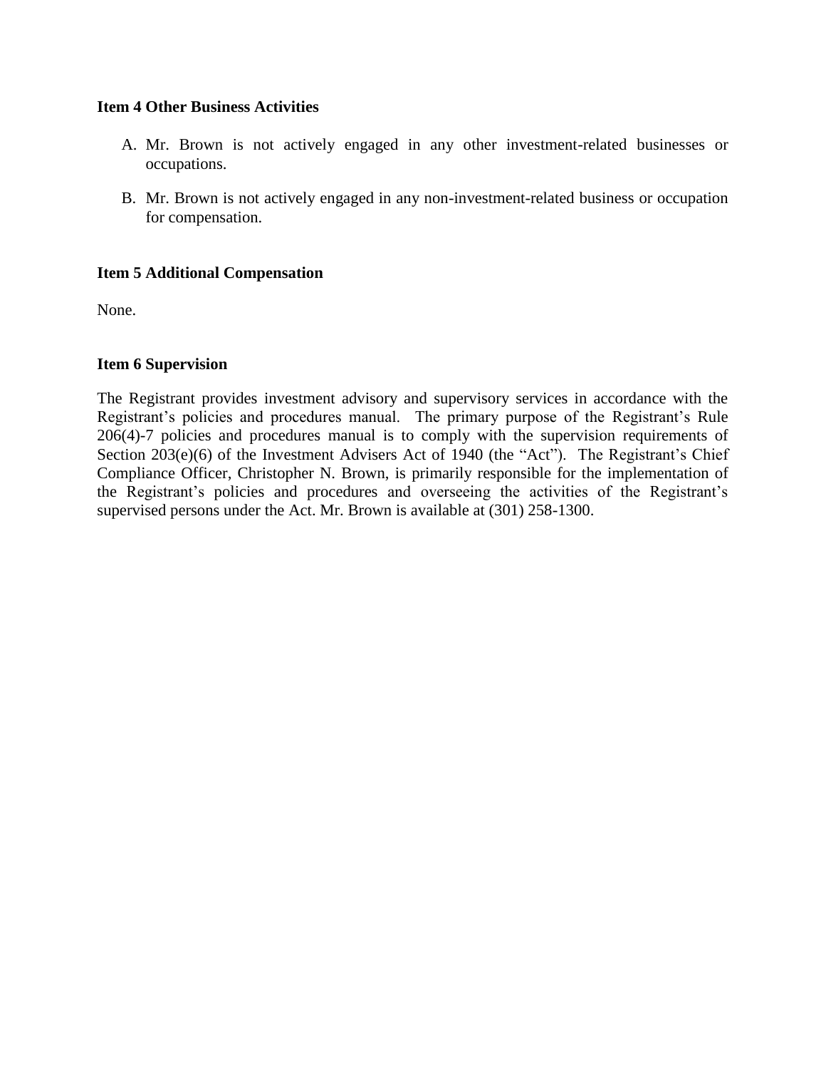### Item 4 Other Business Activities

A. Mr. Brown is not actively engaged in any other investment-related businesses or occupations.

B. Mr. Brown is not actively engaged in any non-investment-related business or occupation for compensation.

### Item 5 Additional Compensation

None.

### Item 6 Supervision

The Registrant provides investment advisory and supervisory services in accordance with the Registrant's policies and procedures manual. The primary purpose of the Registrant's Rule 206(4)-7 policies and procedures manual is to comply with the supervision requirements of Section 203(e)(6) of the Investment Advisers Act of 1940 (the "Act"). The Registrant's Chief Compliance Officer, Christopher N. Brown, is primarily responsible for the implementation of the Registrant's policies and procedures and overseeing the activities of the Registrant's supervised persons under the Act. Mr. Brown is available at (301) 258-1300.